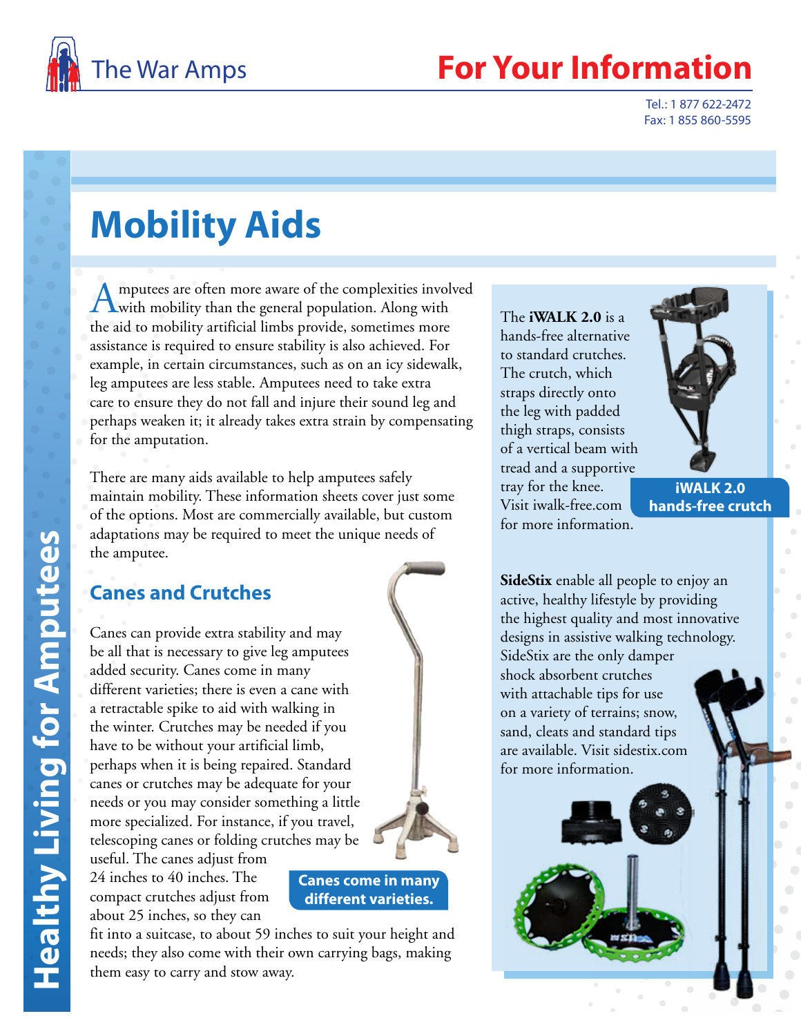# Mobility Aids

Amputees are often more aware of the complexities involved with mobility than the general population. Along with the aid to mobility artificial limbs provide, sometimes more assistance is required to ensure stability is also achieved. For example, in certain circumstances, such as on an icy sidewalk, leg amputees are less stable. Amputees need to take extra care to ensure they do not fall and injure their sound leg and perhaps weaken it; it already takes extra strain by compensating for the amputation.

There are many aids available to help amputees safely maintain mobility. These information sheets cover just some of the options. Most are commercially available, but custom adaptations may be required to meet the unique needs of the amputee.

## Canes and Crutches

Canes can provide extra stability and may be all that is necessary to give leg amputees added security. Canes come in many different varieties; there is even a cane with a retractable spike to aid with walking in the winter. Crutches may be needed if you have to be without your artificial limb, perhaps when it is being repaired. Standard canes or crutches may be adequate for your needs or you may consider something a little more specialized. For instance, if you travel, telescoping canes or folding crutches may be useful. The canes adjust from 24 inches to 40 inches. The compact crutches adjust from about 25 inches, so they can fit into a suitcase, to about 59 inches to suit your height and needs; they also come with their own carrying bags, making them easy to carry and stow away.

Canes come in many different varieties.

The **iWALK 2.0** is a hands-free alternative to standard crutches. The crutch, which straps directly onto the leg with padded thigh straps, consists of a vertical beam with tread and a supportive tray for the knee. Visit iwalk-free.com for more information.

iWALK 2.0 hands-free crutch

**SideStix** enable all people to enjoy an active, healthy lifestyle by providing the highest quality and most innovative designs in assistive walking technology. SideStix are the only damper shock absorbent crutches with attachable tips for use on a variety of terrains; snow, sand, cleats and standard tips are available. Visit sidestix.com for more information.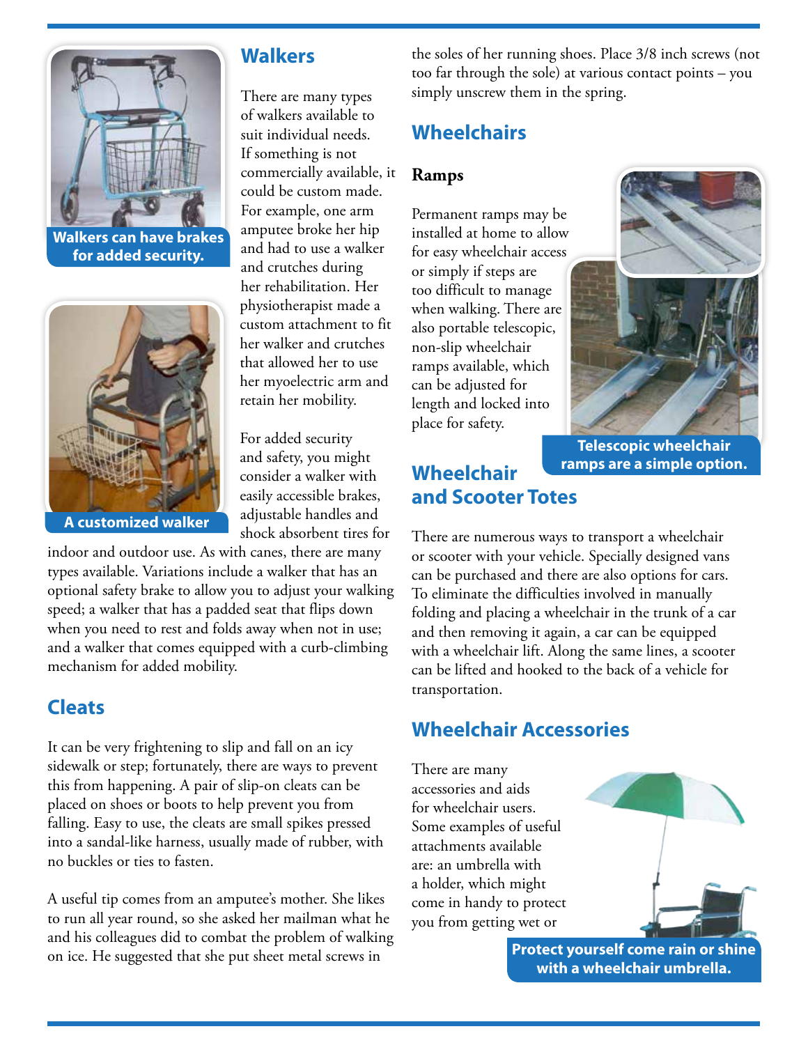Walkers can have brakes for added security.

A customized walker

## Walkers

There are many types of walkers available to suit individual needs. If something is not commercially available, it could be custom made. For example, one arm amputee broke her hip and had to use a walker and crutches during her rehabilitation. Her physiotherapist made a custom attachment to fit her walker and crutches that allowed her to use her myoelectric arm and retain her mobility.

For added security and safety, you might consider a walker with easily accessible brakes, adjustable handles and shock absorbent tires for indoor and outdoor use. As with canes, there are many types available. Variations include a walker that has an optional safety brake to allow you to adjust your walking speed; a walker that has a padded seat that flips down when you need to rest and folds away when not in use; and a walker that comes equipped with a curb-climbing mechanism for added mobility.

## Cleats

It can be very frightening to slip and fall on an icy sidewalk or step; fortunately, there are ways to prevent this from happening. A pair of slip-on cleats can be placed on shoes or boots to help prevent you from falling. Easy to use, the cleats are small spikes pressed into a sandal-like harness, usually made of rubber, with no buckles or ties to fasten.

A useful tip comes from an amputee's mother. She likes to run all year round, so she asked her mailman what he and his colleagues did to combat the problem of walking on ice. He suggested that she put sheet metal screws in the soles of her running shoes. Place 3/8 inch screws (not too far through the sole) at various contact points – you simply unscrew them in the spring.

## Wheelchairs

### Ramps

Permanent ramps may be installed at home to allow for easy wheelchair access or simply if steps are too difficult to manage when walking. There are also portable telescopic, non-slip wheelchair ramps available, which can be adjusted for length and locked into place for safety.

Telescopic wheelchair ramps are a simple option.

## Wheelchair and Scooter Totes

There are numerous ways to transport a wheelchair or scooter with your vehicle. Specially designed vans can be purchased and there are also options for cars. To eliminate the difficulties involved in manually folding and placing a wheelchair in the trunk of a car and then removing it again, a car can be equipped with a wheelchair lift. Along the same lines, a scooter can be lifted and hooked to the back of a vehicle for transportation.

## Wheelchair Accessories

There are many accessories and aids for wheelchair users. Some examples of useful attachments available are: an umbrella with a holder, which might come in handy to protect you from getting wet or

Protect yourself come rain or shine with a wheelchair umbrella.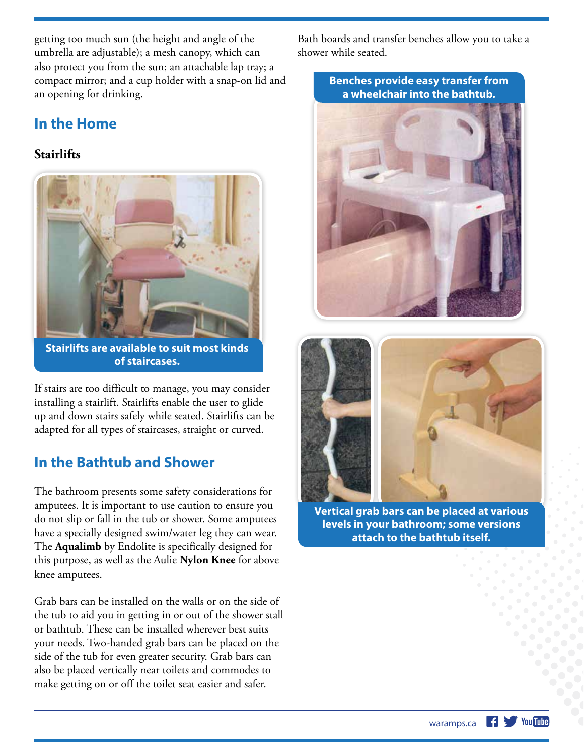getting too much sun (the height and angle of the umbrella are adjustable); a mesh canopy, which can also protect you from the sun; an attachable lap tray; a compact mirror; and a cup holder with a snap-on lid and an opening for drinking.

## In the Home

### Stairlifts

Stairlifts are available to suit most kinds of staircases.

If stairs are too difficult to manage, you may consider installing a stairlift. Stairlifts enable the user to glide up and down stairs safely while seated. Stairlifts can be adapted for all types of staircases, straight or curved.

## In the Bathtub and Shower

The bathroom presents some safety considerations for amputees. It is important to use caution to ensure you do not slip or fall in the tub or shower. Some amputees have a specially designed swim/water leg they can wear. The **Aqualimb** by Endolite is specifically designed for this purpose, as well as the Aulie **Nylon Knee** for above knee amputees.

Grab bars can be installed on the walls or on the side of the tub to aid you in getting in or out of the shower stall or bathtub. These can be installed wherever best suits your needs. Two-handed grab bars can be placed on the side of the tub for even greater security. Grab bars can also be placed vertically near toilets and commodes to make getting on or off the toilet seat easier and safer.

Bath boards and transfer benches allow you to take a shower while seated.

Benches provide easy transfer from a wheelchair into the bathtub.

Vertical grab bars can be placed at various levels in your bathroom; some versions attach to the bathtub itself.